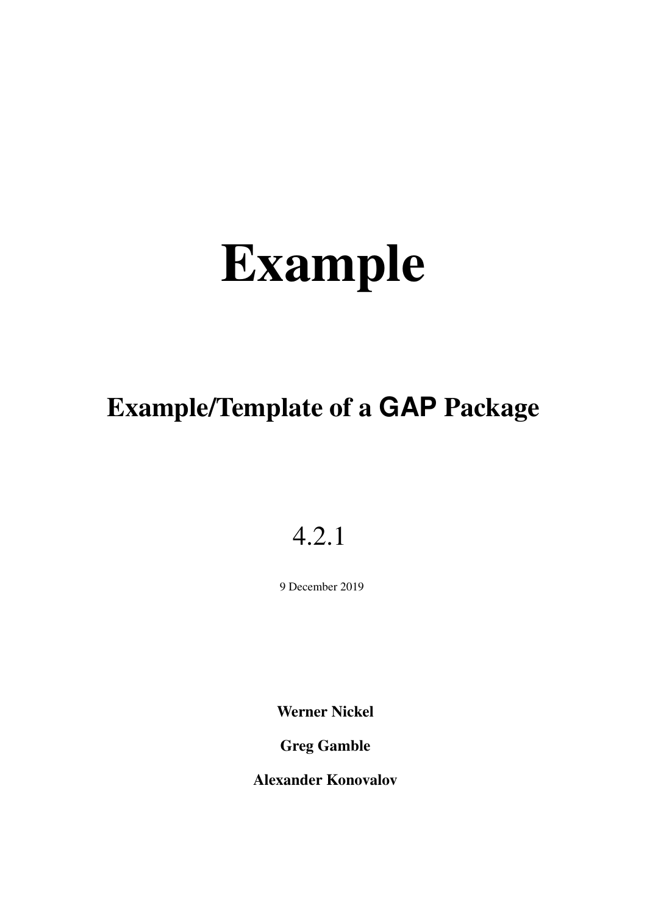# Example

## Example/Template of a GAP Package

4.2.1

9 December 2019

**Werner Nickel**

**Greg Gamble**

**Alexander Konovalov**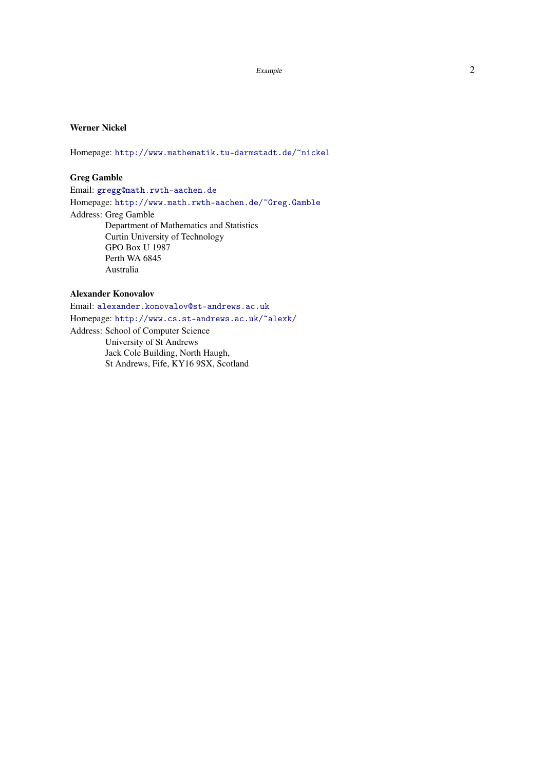**Werner Nickel**

Homepage: http://www.mathematik.tu-darmstadt.de/~nickel

**Greg Gamble**

Email: gregg@math.rwth-aachen.de
Homepage: http://www.math.rwth-aachen.de/~Greg.Gamble
Address: Greg Gamble
Department of Mathematics and Statistics
Curtin University of Technology
GPO Box U 1987
Perth WA 6845
Australia

**Alexander Konovalov**

Email: alexander.konovalov@st-andrews.ac.uk
Homepage: http://www.cs.st-andrews.ac.uk/~alexk/
Address: School of Computer Science
University of St Andrews
Jack Cole Building, North Haugh,
St Andrews, Fife, KY16 9SX, Scotland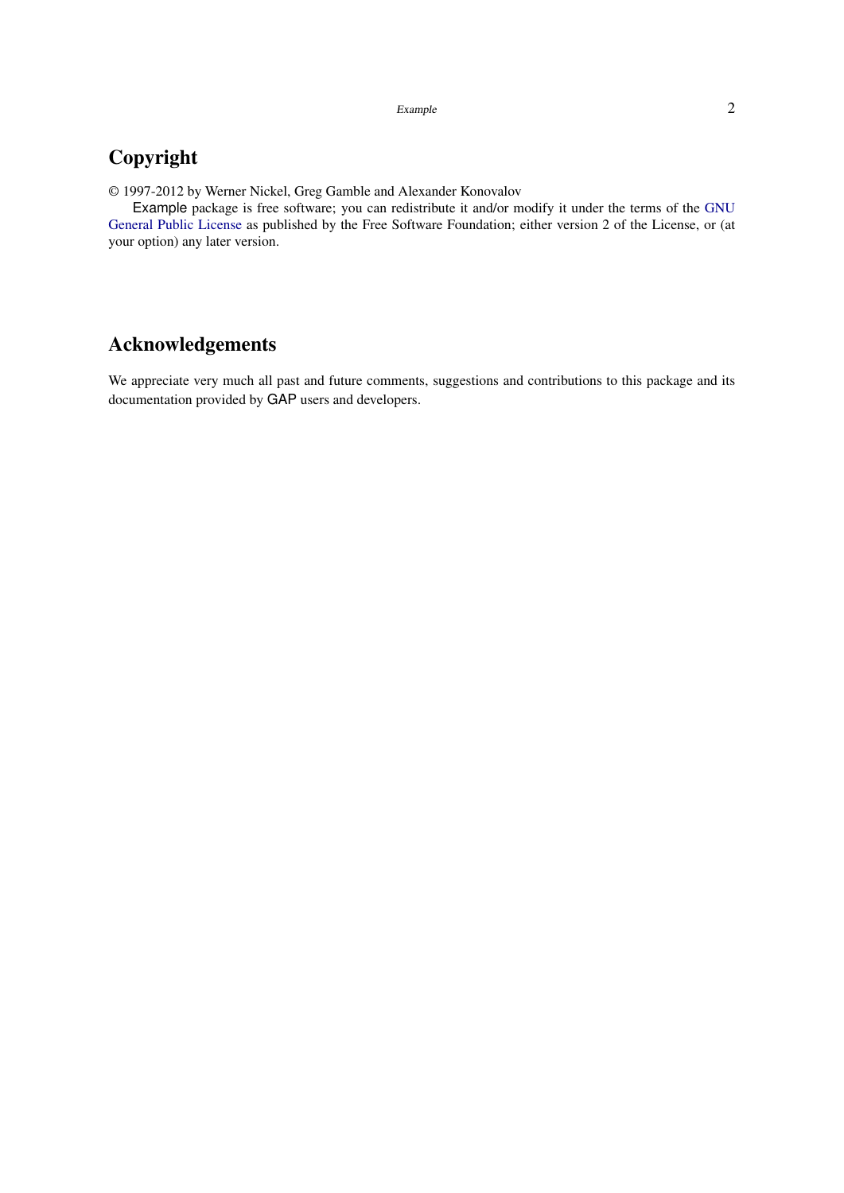## Copyright

© 1997-2012 by Werner Nickel, Greg Gamble and Alexander Konovalov

Example package is free software; you can redistribute it and/or modify it under the terms of the GNU General Public License as published by the Free Software Foundation; either version 2 of the License, or (at your option) any later version.

## Acknowledgements

We appreciate very much all past and future comments, suggestions and contributions to this package and its documentation provided by GAP users and developers.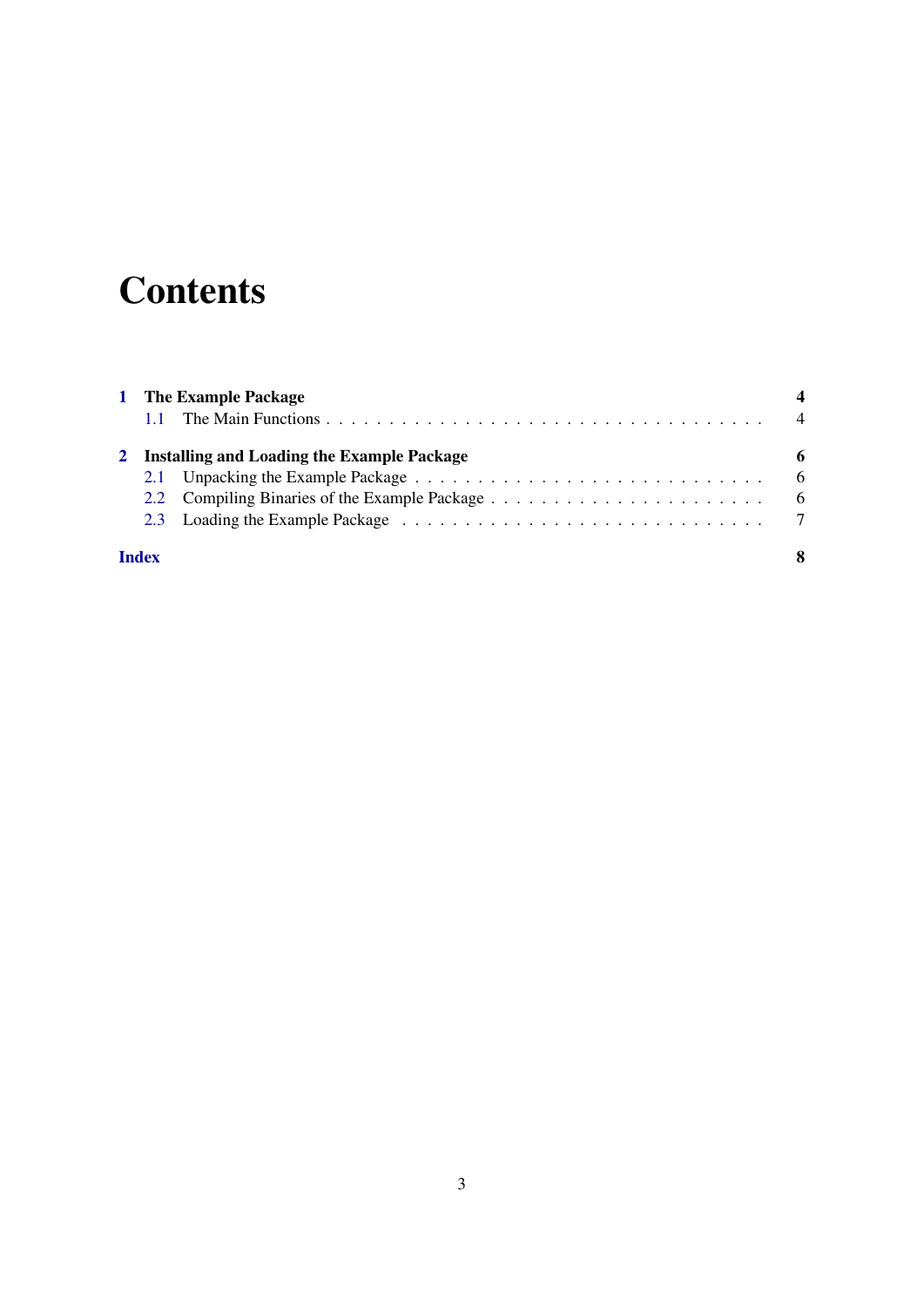# Contents

**1 The Example Package** **4**

1.1 The Main Functions . . . . . . . . . . . . . . . . . . . . . . . . . . . . . . . . . . . 4

**2 Installing and Loading the Example Package** **6**

2.1 Unpacking the Example Package . . . . . . . . . . . . . . . . . . . . . . . . . . . 6

2.2 Compiling Binaries of the Example Package . . . . . . . . . . . . . . . . . . . . . 6

2.3 Loading the Example Package . . . . . . . . . . . . . . . . . . . . . . . . . . . . 7

**Index** **8**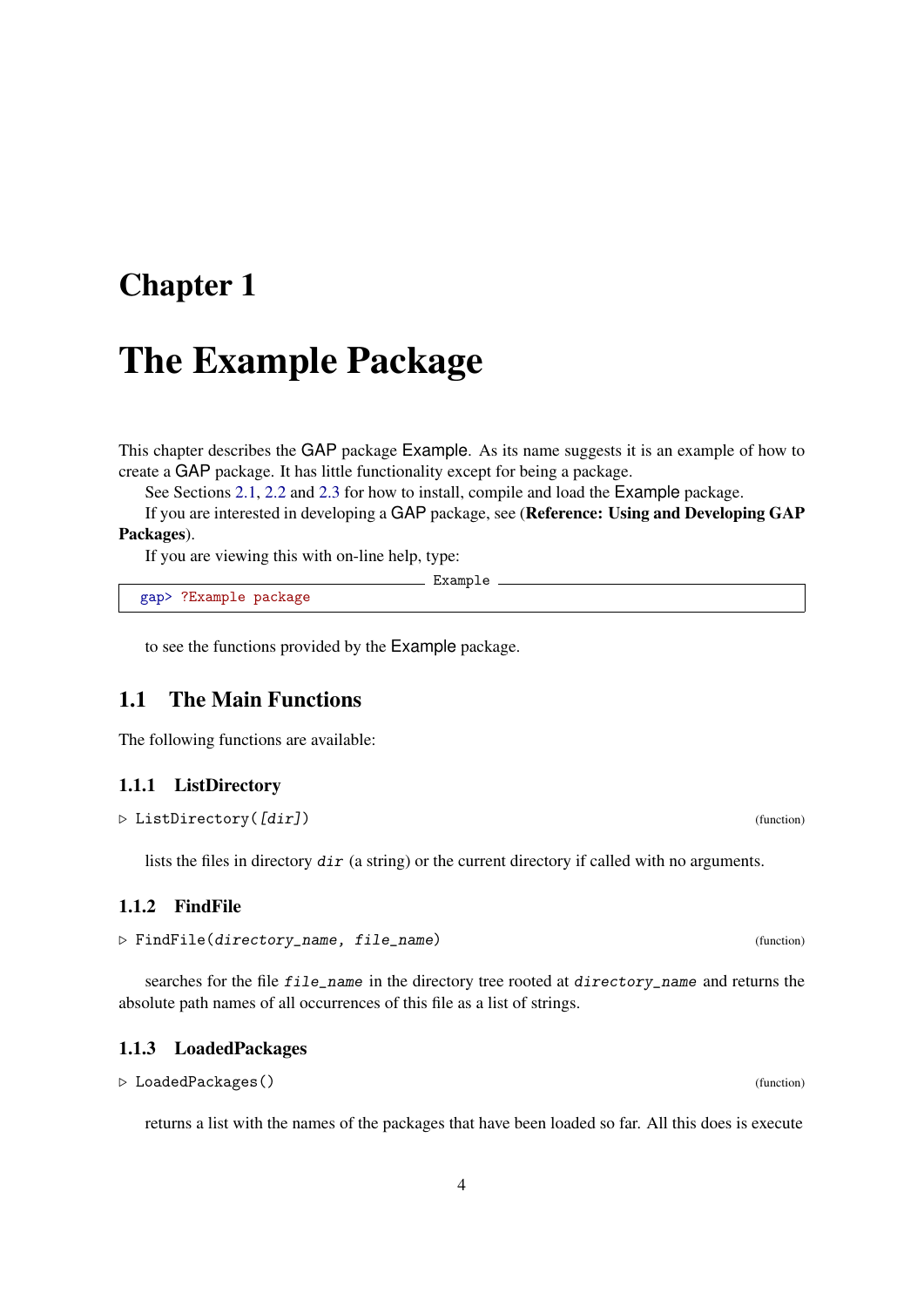# Chapter 1

# The Example Package

This chapter describes the GAP package Example. As its name suggests it is an example of how to create a GAP package. It has little functionality except for being a package.

See Sections 2.1, 2.2 and 2.3 for how to install, compile and load the Example package.

If you are interested in developing a GAP package, see (**Reference: Using and Developing GAP Packages**).

If you are viewing this with on-line help, type:

```
gap> ?Example package
```

to see the functions provided by the Example package.

## 1.1 The Main Functions

The following functions are available:

### 1.1.1 ListDirectory

▷ `ListDirectory([dir])` (function)

lists the files in directory *dir* (a string) or the current directory if called with no arguments.

### 1.1.2 FindFile

▷ `FindFile(directory_name, file_name)` (function)

searches for the file *file_name* in the directory tree rooted at *directory_name* and returns the absolute path names of all occurrences of this file as a list of strings.

### 1.1.3 LoadedPackages

▷ `LoadedPackages()` (function)

returns a list with the names of the packages that have been loaded so far. All this does is execute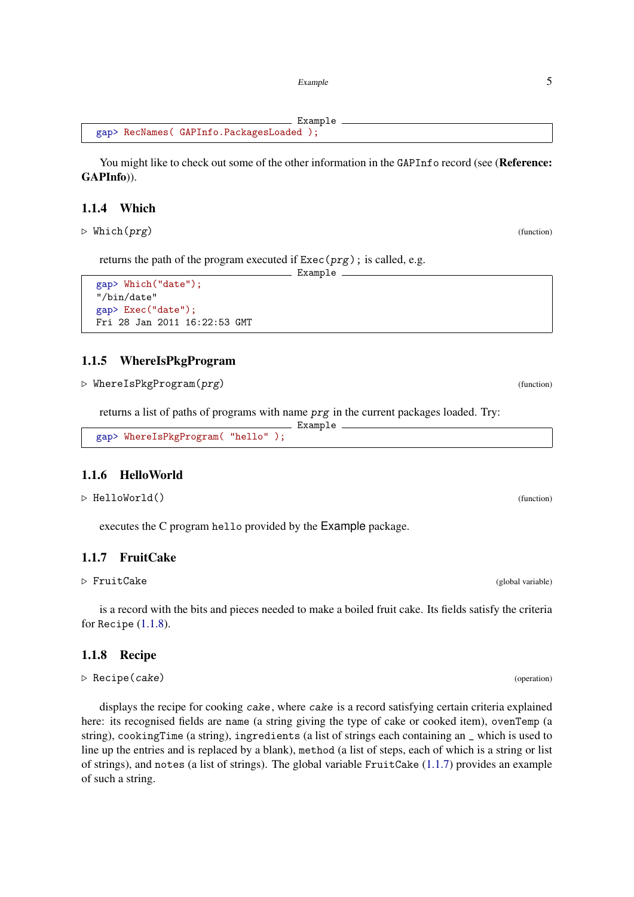```
gap> RecNames( GAPInfo.PackagesLoaded );
```

You might like to check out some of the other information in the `GAPInfo` record (see (**Reference: GAPInfo**)).

### 1.1.4 Which

▷ `Which(prg)` (function)

returns the path of the program executed if `Exec(prg);` is called, e.g.

```
gap> Which("date");
"/bin/date"
gap> Exec("date");
Fri 28 Jan 2011 16:22:53 GMT
```

### 1.1.5 WhereIsPkgProgram

▷ `WhereIsPkgProgram(prg)` (function)

returns a list of paths of programs with name *prg* in the current packages loaded. Try:

```
gap> WhereIsPkgProgram( "hello" );
```

### 1.1.6 HelloWorld

▷ `HelloWorld()` (function)

executes the C program `hello` provided by the Example package.

### 1.1.7 FruitCake

▷ `FruitCake` (global variable)

is a record with the bits and pieces needed to make a boiled fruit cake. Its fields satisfy the criteria for `Recipe` (1.1.8).

### 1.1.8 Recipe

▷ `Recipe(cake)` (operation)

displays the recipe for cooking *cake*, where *cake* is a record satisfying certain criteria explained here: its recognised fields are `name` (a string giving the type of cake or cooked item), `ovenTemp` (a string), `cookingTime` (a string), `ingredients` (a list of strings each containing an _ which is used to line up the entries and is replaced by a blank), `method` (a list of steps, each of which is a string or list of strings), and `notes` (a list of strings). The global variable `FruitCake` (1.1.7) provides an example of such a string.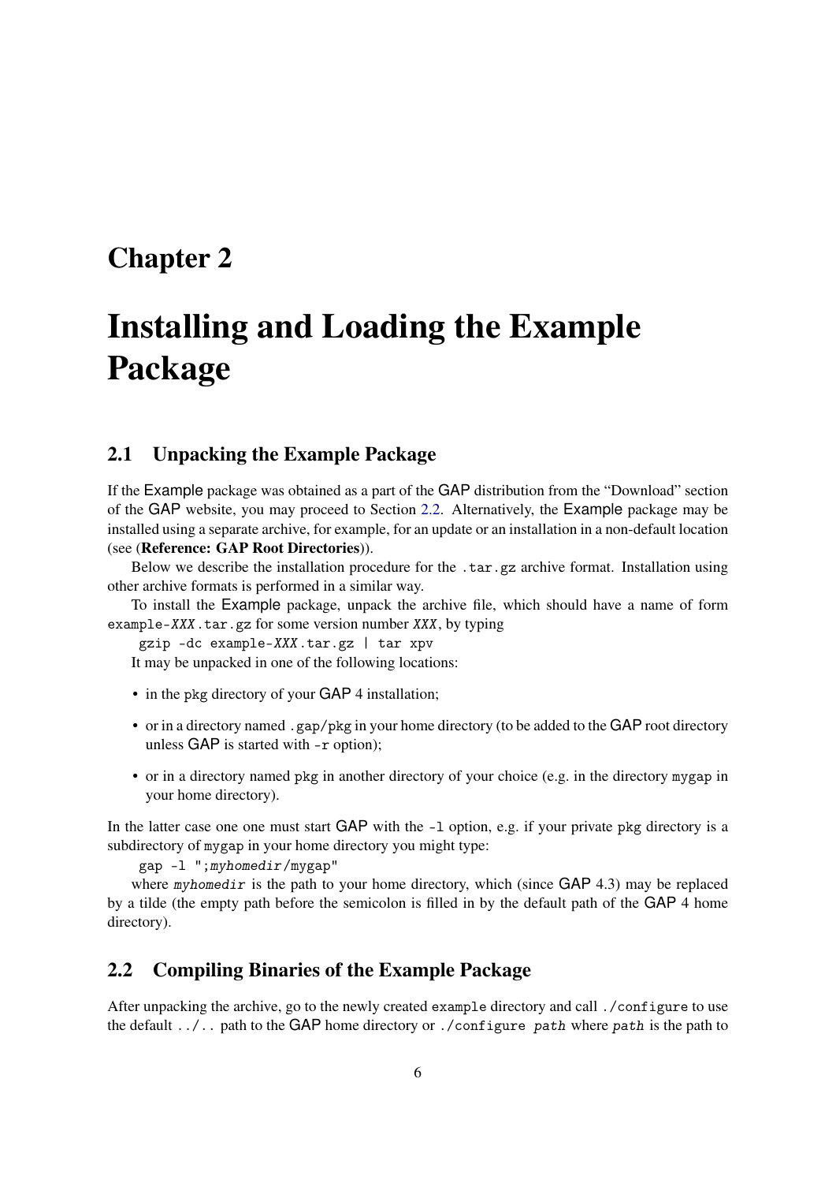# Chapter 2

# Installing and Loading the Example Package

## 2.1 Unpacking the Example Package

If the Example package was obtained as a part of the GAP distribution from the "Download" section of the GAP website, you may proceed to Section 2.2. Alternatively, the Example package may be installed using a separate archive, for example, for an update or an installation in a non-default location (see (**Reference: GAP Root Directories**)).

Below we describe the installation procedure for the `.tar.gz` archive format. Installation using other archive formats is performed in a similar way.

To install the Example package, unpack the archive file, which should have a name of form `example-XXX.tar.gz` for some version number *XXX*, by typing

```
gzip -dc example-XXX.tar.gz | tar xpv
```

It may be unpacked in one of the following locations:

- in the `pkg` directory of your GAP 4 installation;
- or in a directory named `.gap/pkg` in your home directory (to be added to the GAP root directory unless GAP is started with `-r` option);
- or in a directory named `pkg` in another directory of your choice (e.g. in the directory `mygap` in your home directory).

In the latter case one one must start GAP with the `-l` option, e.g. if your private `pkg` directory is a subdirectory of `mygap` in your home directory you might type:

```
gap -l ";myhomedir/mygap"
```

where *myhomedir* is the path to your home directory, which (since GAP 4.3) may be replaced by a tilde (the empty path before the semicolon is filled in by the default path of the GAP 4 home directory).

## 2.2 Compiling Binaries of the Example Package

After unpacking the archive, go to the newly created `example` directory and call `./configure` to use the default `../..` path to the GAP home directory or `./configure path` where *path* is the path to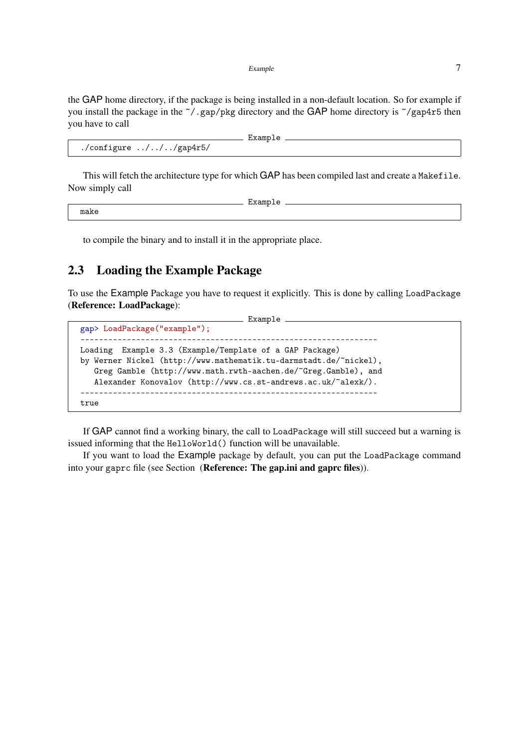the GAP home directory, if the package is being installed in a non-default location. So for example if you install the package in the ~/.gap/pkg directory and the GAP home directory is ~/gap4r5 then you have to call

```
./configure ../../../gap4r5/
```

This will fetch the architecture type for which GAP has been compiled last and create a Makefile. Now simply call

```
make
```

to compile the binary and to install it in the appropriate place.

## 2.3 Loading the Example Package

To use the Example Package you have to request it explicitly. This is done by calling LoadPackage (**Reference: LoadPackage**):

```
gap> LoadPackage("example");
----------------------------------------------------------------
Loading  Example 3.3 (Example/Template of a GAP Package)
by Werner Nickel (http://www.mathematik.tu-darmstadt.de/~nickel),
   Greg Gamble (http://www.math.rwth-aachen.de/~Greg.Gamble), and
   Alexander Konovalov (http://www.cs.st-andrews.ac.uk/~alexk/).
----------------------------------------------------------------
true
```

If GAP cannot find a working binary, the call to LoadPackage will still succeed but a warning is issued informing that the HelloWorld() function will be unavailable.

If you want to load the Example package by default, you can put the LoadPackage command into your gaprc file (see Section (**Reference: The gap.ini and gaprc files**)).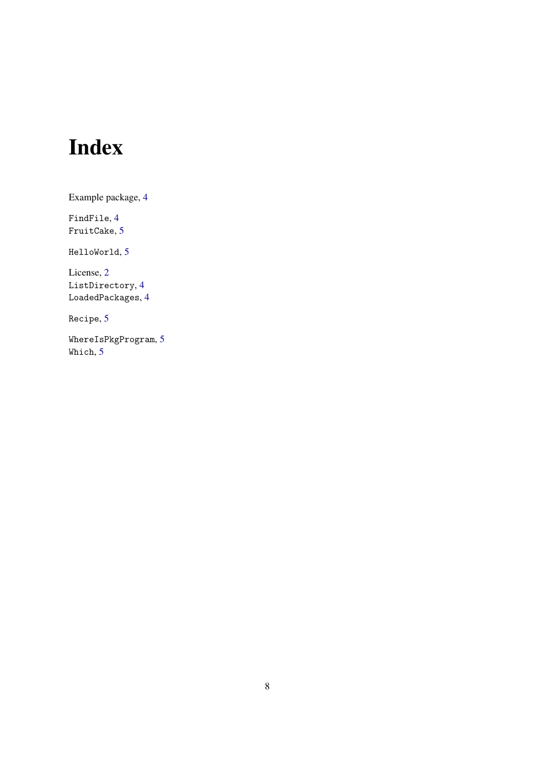# Index

Example package, 4

`FindFile`, 4
`FruitCake`, 5

`HelloWorld`, 5

License, 2
`ListDirectory`, 4
`LoadedPackages`, 4

`Recipe`, 5

`WhereIsPkgProgram`, 5
`Which`, 5